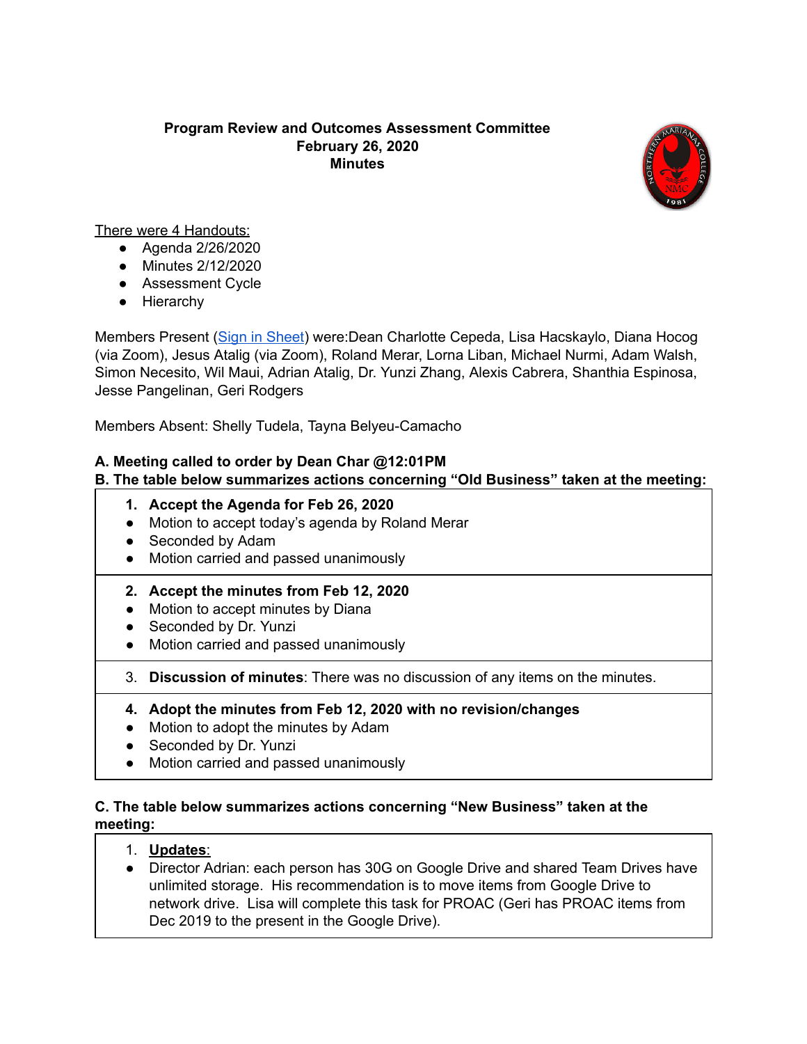**Program Review and Outcomes Assessment Committee**
**February 26, 2020**
**Minutes**

There were 4 Handouts:

- Agenda 2/26/2020
- Minutes 2/12/2020
- Assessment Cycle
- Hierarchy

Members Present (Sign in Sheet) were:Dean Charlotte Cepeda, Lisa Hacskaylo, Diana Hocog (via Zoom), Jesus Atalig (via Zoom), Roland Merar, Lorna Liban, Michael Nurmi, Adam Walsh, Simon Necesito, Wil Maui, Adrian Atalig, Dr. Yunzi Zhang, Alexis Cabrera, Shanthia Espinosa, Jesse Pangelinan, Geri Rodgers

Members Absent: Shelly Tudela, Tayna Belyeu-Camacho

**A. Meeting called to order by Dean Char @12:01PM**

**B. The table below summarizes actions concerning "Old Business" taken at the meeting:**

1. **Accept the Agenda for Feb 26, 2020**
   - Motion to accept today's agenda by Roland Merar
   - Seconded by Adam
   - Motion carried and passed unanimously

2. **Accept the minutes from Feb 12, 2020**
   - Motion to accept minutes by Diana
   - Seconded by Dr. Yunzi
   - Motion carried and passed unanimously

3. **Discussion of minutes**: There was no discussion of any items on the minutes.

4. **Adopt the minutes from Feb 12, 2020 with no revision/changes**
   - Motion to adopt the minutes by Adam
   - Seconded by Dr. Yunzi
   - Motion carried and passed unanimously

**C. The table below summarizes actions concerning "New Business" taken at the meeting:**

1. **Updates**:
   - Director Adrian: each person has 30G on Google Drive and shared Team Drives have unlimited storage. His recommendation is to move items from Google Drive to network drive. Lisa will complete this task for PROAC (Geri has PROAC items from Dec 2019 to the present in the Google Drive).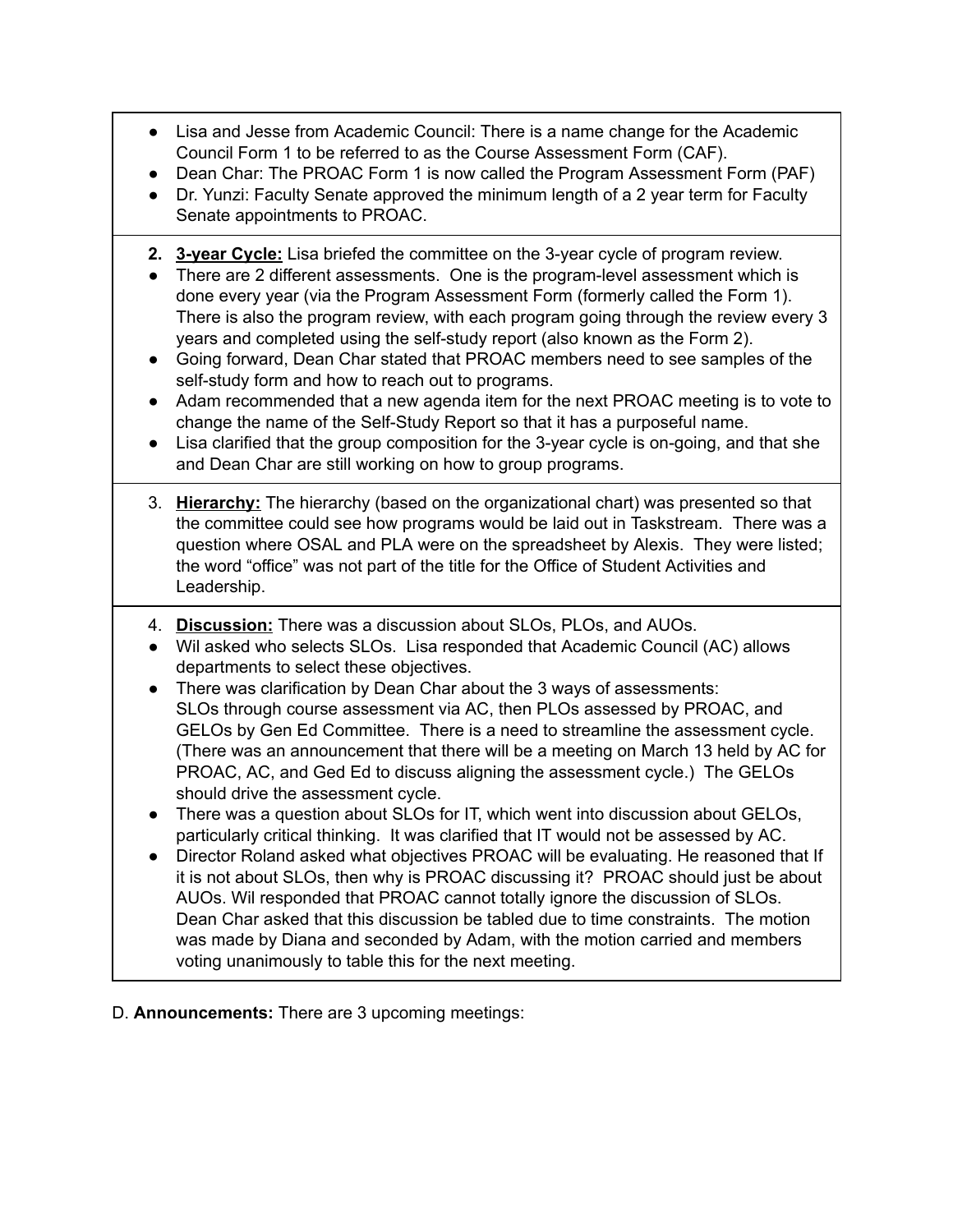- Lisa and Jesse from Academic Council: There is a name change for the Academic Council Form 1 to be referred to as the Course Assessment Form (CAF).
- Dean Char: The PROAC Form 1 is now called the Program Assessment Form (PAF)
- Dr. Yunzi: Faculty Senate approved the minimum length of a 2 year term for Faculty Senate appointments to PROAC.

2. **<u>3-year Cycle:</u>** Lisa briefed the committee on the 3-year cycle of program review.
- There are 2 different assessments. One is the program-level assessment which is done every year (via the Program Assessment Form (formerly called the Form 1). There is also the program review, with each program going through the review every 3 years and completed using the self-study report (also known as the Form 2).
- Going forward, Dean Char stated that PROAC members need to see samples of the self-study form and how to reach out to programs.
- Adam recommended that a new agenda item for the next PROAC meeting is to vote to change the name of the Self-Study Report so that it has a purposeful name.
- Lisa clarified that the group composition for the 3-year cycle is on-going, and that she and Dean Char are still working on how to group programs.

3. **<u>Hierarchy:</u>** The hierarchy (based on the organizational chart) was presented so that the committee could see how programs would be laid out in Taskstream. There was a question where OSAL and PLA were on the spreadsheet by Alexis. They were listed; the word "office" was not part of the title for the Office of Student Activities and Leadership.

4. **<u>Discussion:</u>** There was a discussion about SLOs, PLOs, and AUOs.
- Wil asked who selects SLOs. Lisa responded that Academic Council (AC) allows departments to select these objectives.
- There was clarification by Dean Char about the 3 ways of assessments: SLOs through course assessment via AC, then PLOs assessed by PROAC, and GELOs by Gen Ed Committee. There is a need to streamline the assessment cycle. (There was an announcement that there will be a meeting on March 13 held by AC for PROAC, AC, and Ged Ed to discuss aligning the assessment cycle.) The GELOs should drive the assessment cycle.
- There was a question about SLOs for IT, which went into discussion about GELOs, particularly critical thinking. It was clarified that IT would not be assessed by AC.
- Director Roland asked what objectives PROAC will be evaluating. He reasoned that If it is not about SLOs, then why is PROAC discussing it? PROAC should just be about AUOs. Wil responded that PROAC cannot totally ignore the discussion of SLOs. Dean Char asked that this discussion be tabled due to time constraints. The motion was made by Diana and seconded by Adam, with the motion carried and members voting unanimously to table this for the next meeting.

D. **Announcements:** There are 3 upcoming meetings: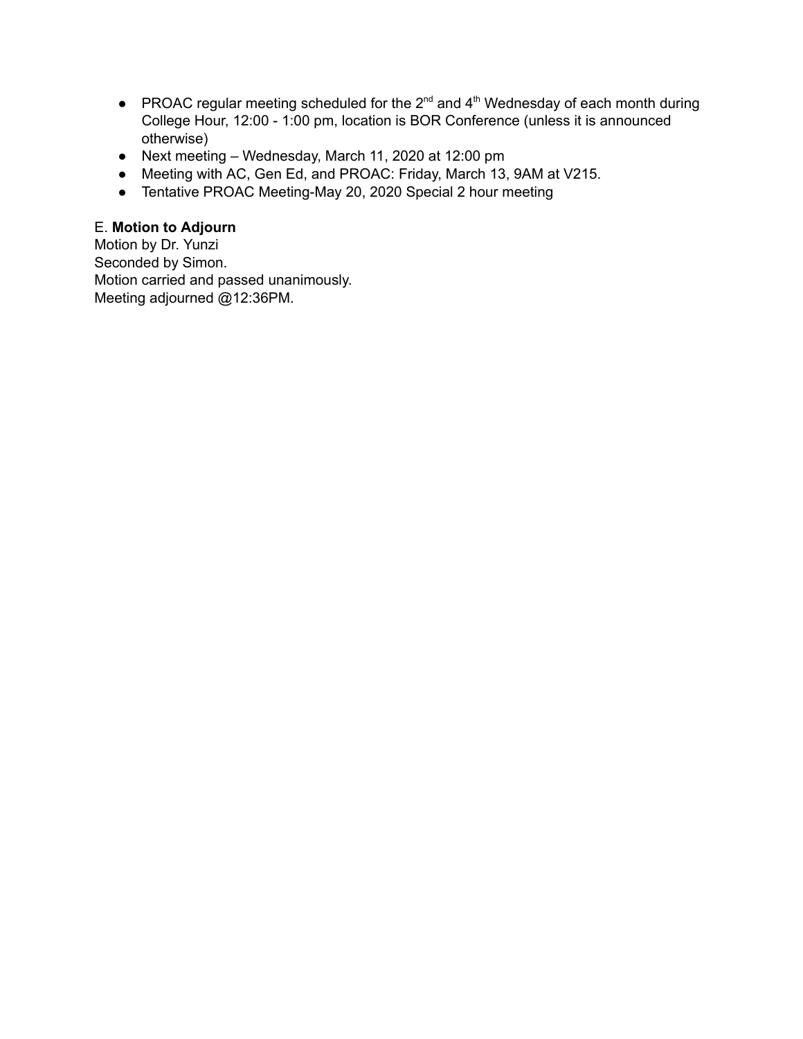- PROAC regular meeting scheduled for the 2nd and 4th Wednesday of each month during College Hour, 12:00 - 1:00 pm, location is BOR Conference (unless it is announced otherwise)
- Next meeting – Wednesday, March 11, 2020 at 12:00 pm
- Meeting with AC, Gen Ed, and PROAC: Friday, March 13, 9AM at V215.
- Tentative PROAC Meeting-May 20, 2020 Special 2 hour meeting

E. **Motion to Adjourn**

Motion by Dr. Yunzi
Seconded by Simon.
Motion carried and passed unanimously.
Meeting adjourned @12:36PM.